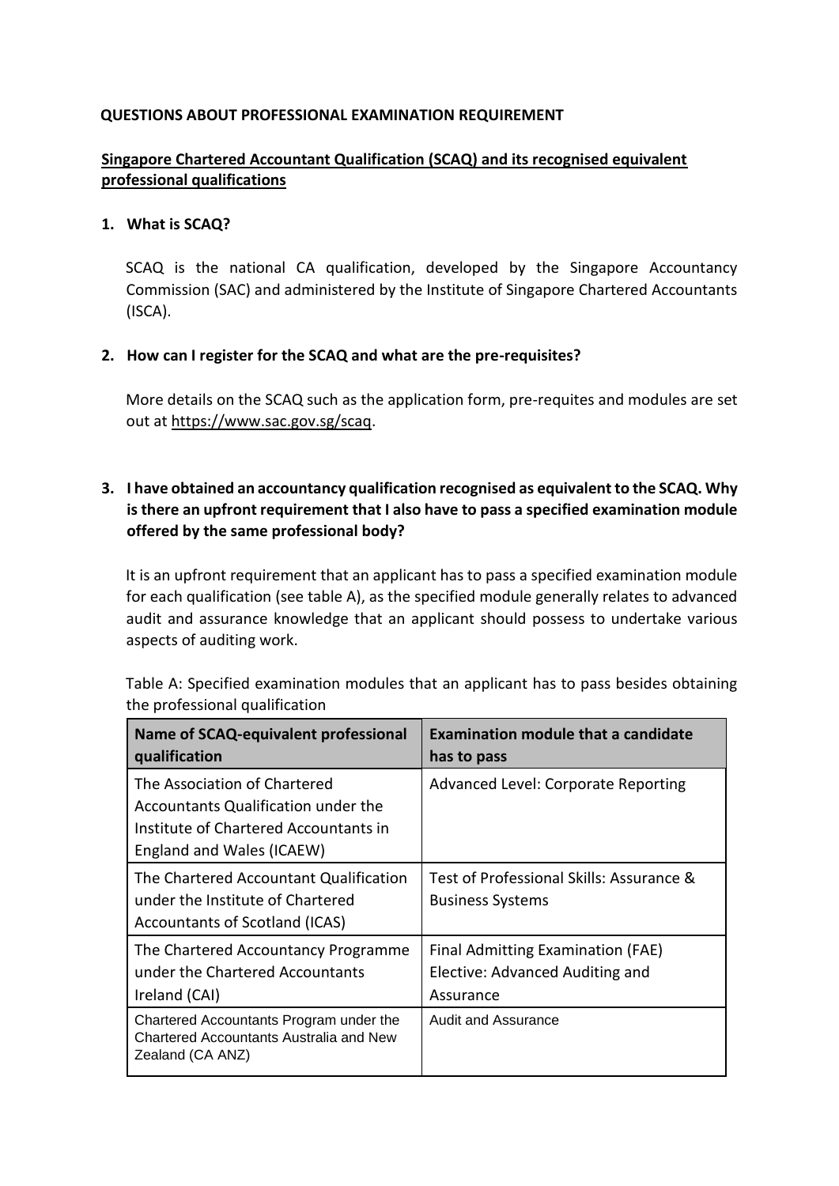# QUESTIONS ABOUT PROFESSIONAL EXAMINATION REQUIREMENT

## Singapore Chartered Accountant Qualification (SCAQ) and its recognised equivalent professional qualifications

### 1. What is SCAQ?

SCAQ is the national CA qualification, developed by the Singapore Accountancy Commission (SAC) and administered by the Institute of Singapore Chartered Accountants (ISCA).

### 2. How can I register for the SCAQ and what are the pre-requisites?

More details on the SCAQ such as the application form, pre-requites and modules are set out at https://www.sac.gov.sg/scaq.

### 3. I have obtained an accountancy qualification recognised as equivalent to the SCAQ. Why is there an upfront requirement that I also have to pass a specified examination module offered by the same professional body?

It is an upfront requirement that an applicant has to pass a specified examination module for each qualification (see table A), as the specified module generally relates to advanced audit and assurance knowledge that an applicant should possess to undertake various aspects of auditing work.

Table A: Specified examination modules that an applicant has to pass besides obtaining the professional qualification

| Name of SCAQ-equivalent professional qualification | Examination module that a candidate has to pass |
|---|---|
| The Association of Chartered Accountants Qualification under the Institute of Chartered Accountants in England and Wales (ICAEW) | Advanced Level: Corporate Reporting |
| The Chartered Accountant Qualification under the Institute of Chartered Accountants of Scotland (ICAS) | Test of Professional Skills: Assurance & Business Systems |
| The Chartered Accountancy Programme under the Chartered Accountants Ireland (CAI) | Final Admitting Examination (FAE) Elective: Advanced Auditing and Assurance |
| Chartered Accountants Program under the Chartered Accountants Australia and New Zealand (CA ANZ) | Audit and Assurance |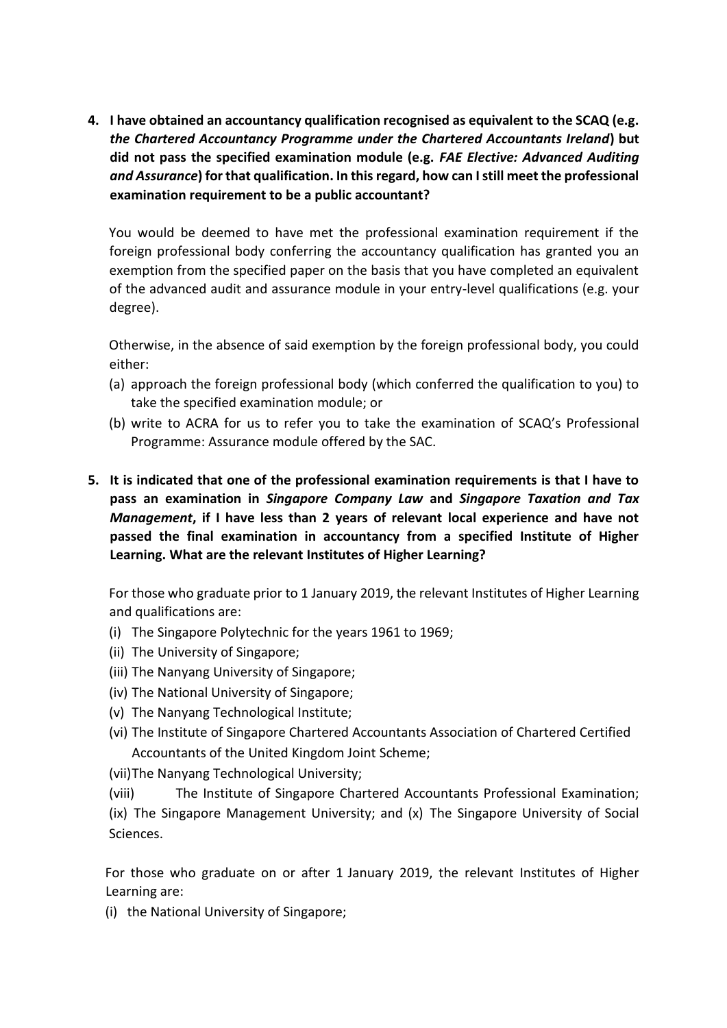**4. I have obtained an accountancy qualification recognised as equivalent to the SCAQ (e.g. *the Chartered Accountancy Programme under the Chartered Accountants Ireland*) but did not pass the specified examination module (e.g. *FAE Elective: Advanced Auditing and Assurance*) for that qualification. In this regard, how can I still meet the professional examination requirement to be a public accountant?**

You would be deemed to have met the professional examination requirement if the foreign professional body conferring the accountancy qualification has granted you an exemption from the specified paper on the basis that you have completed an equivalent of the advanced audit and assurance module in your entry-level qualifications (e.g. your degree).

Otherwise, in the absence of said exemption by the foreign professional body, you could either:

(a) approach the foreign professional body (which conferred the qualification to you) to take the specified examination module; or
(b) write to ACRA for us to refer you to take the examination of SCAQ's Professional Programme: Assurance module offered by the SAC.

**5. It is indicated that one of the professional examination requirements is that I have to pass an examination in *Singapore Company Law* and *Singapore Taxation and Tax Management*, if I have less than 2 years of relevant local experience and have not passed the final examination in accountancy from a specified Institute of Higher Learning. What are the relevant Institutes of Higher Learning?**

For those who graduate prior to 1 January 2019, the relevant Institutes of Higher Learning and qualifications are:

(i) The Singapore Polytechnic for the years 1961 to 1969;
(ii) The University of Singapore;
(iii) The Nanyang University of Singapore;
(iv) The National University of Singapore;
(v) The Nanyang Technological Institute;
(vi) The Institute of Singapore Chartered Accountants Association of Chartered Certified Accountants of the United Kingdom Joint Scheme;
(vii) The Nanyang Technological University;
(viii) The Institute of Singapore Chartered Accountants Professional Examination;
(ix) The Singapore Management University; and (x) The Singapore University of Social Sciences.

For those who graduate on or after 1 January 2019, the relevant Institutes of Higher Learning are:

(i) the National University of Singapore;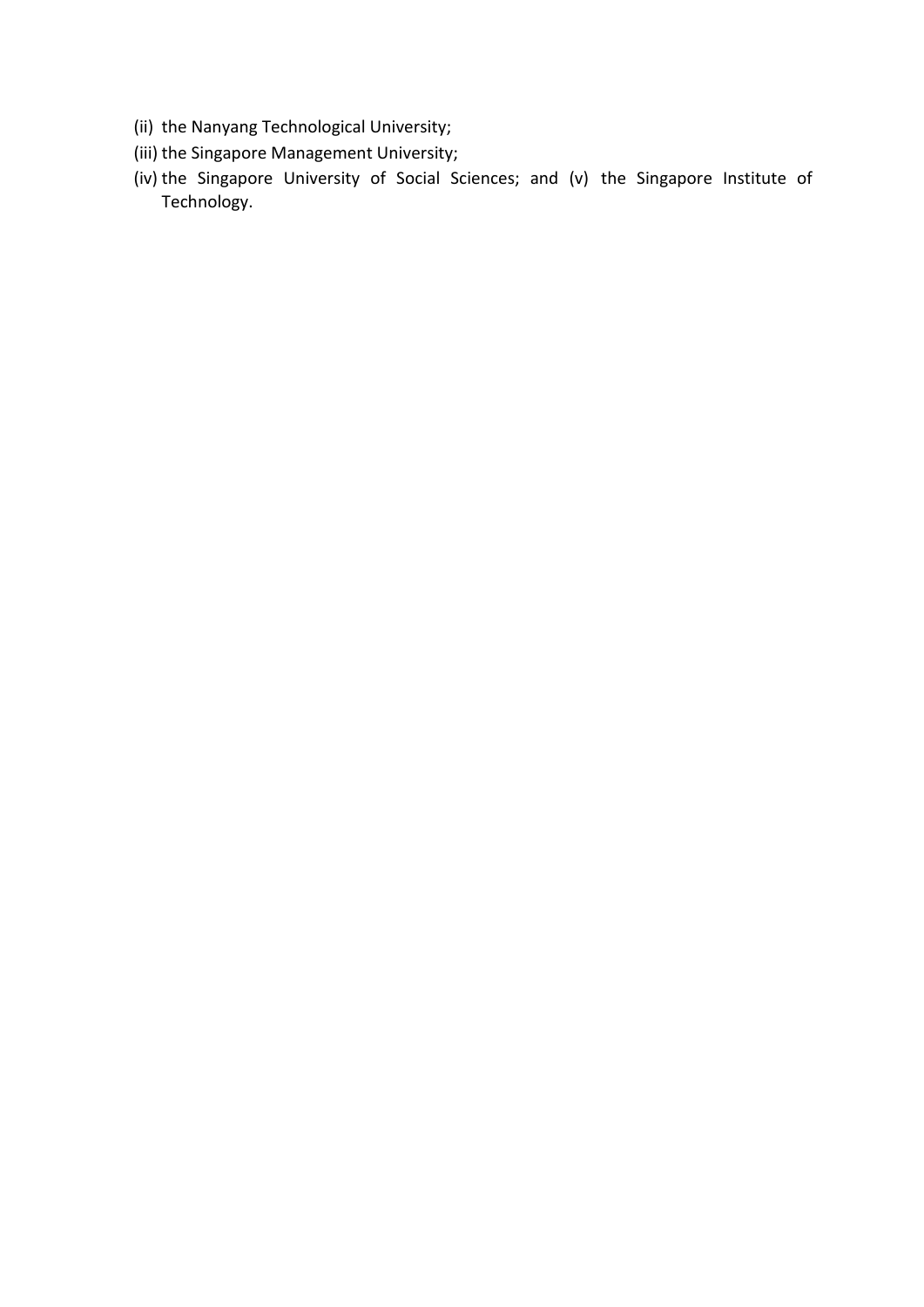(ii) the Nanyang Technological University;

(iii) the Singapore Management University;

(iv) the Singapore University of Social Sciences; and (v) the Singapore Institute of Technology.